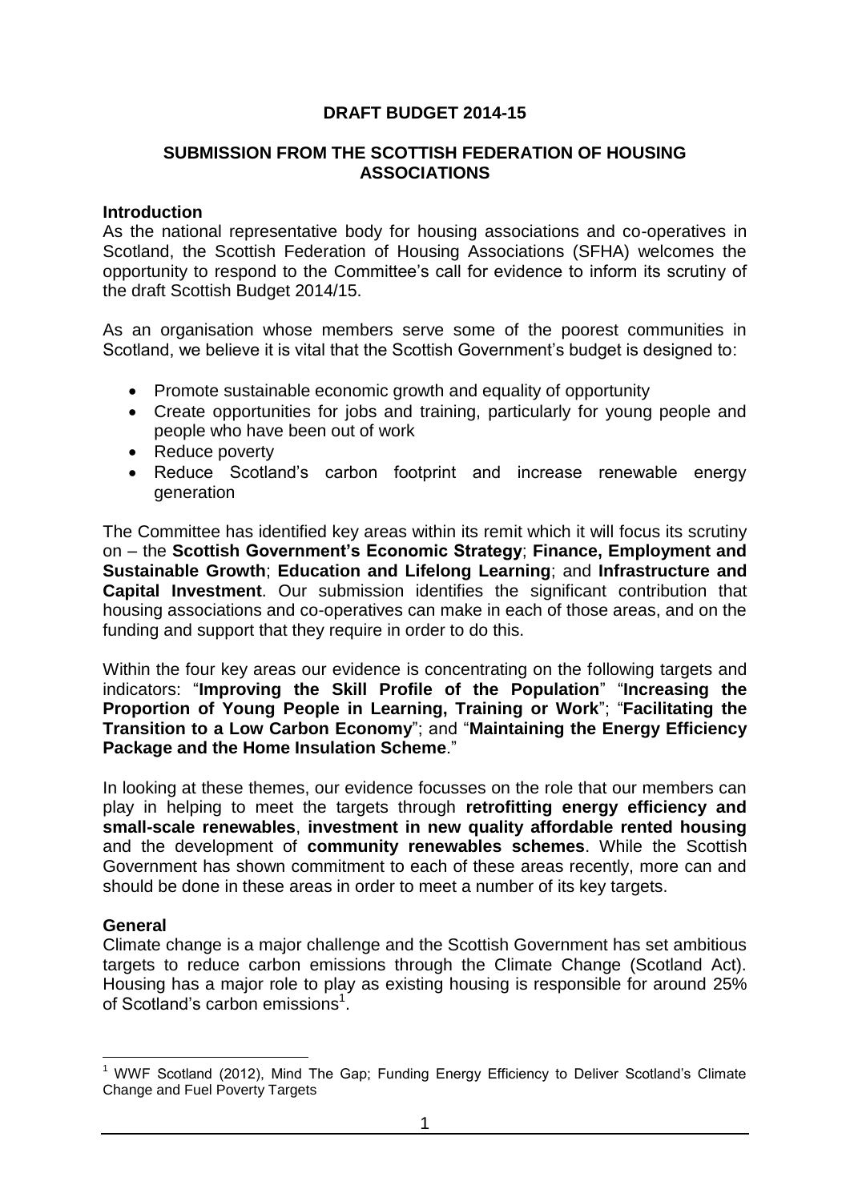# DRAFT BUDGET 2014-15

## SUBMISSION FROM THE SCOTTISH FEDERATION OF HOUSING ASSOCIATIONS

### Introduction

As the national representative body for housing associations and co-operatives in Scotland, the Scottish Federation of Housing Associations (SFHA) welcomes the opportunity to respond to the Committee's call for evidence to inform its scrutiny of the draft Scottish Budget 2014/15.

As an organisation whose members serve some of the poorest communities in Scotland, we believe it is vital that the Scottish Government's budget is designed to:

- Promote sustainable economic growth and equality of opportunity
- Create opportunities for jobs and training, particularly for young people and people who have been out of work
- Reduce poverty
- Reduce Scotland's carbon footprint and increase renewable energy generation

The Committee has identified key areas within its remit which it will focus its scrutiny on – the **Scottish Government's Economic Strategy**; **Finance, Employment and Sustainable Growth**; **Education and Lifelong Learning**; and **Infrastructure and Capital Investment**. Our submission identifies the significant contribution that housing associations and co-operatives can make in each of those areas, and on the funding and support that they require in order to do this.

Within the four key areas our evidence is concentrating on the following targets and indicators: "**Improving the Skill Profile of the Population**" "**Increasing the Proportion of Young People in Learning, Training or Work**"; "**Facilitating the Transition to a Low Carbon Economy**"; and "**Maintaining the Energy Efficiency Package and the Home Insulation Scheme**."

In looking at these themes, our evidence focusses on the role that our members can play in helping to meet the targets through **retrofitting energy efficiency and small-scale renewables**, **investment in new quality affordable rented housing** and the development of **community renewables schemes**. While the Scottish Government has shown commitment to each of these areas recently, more can and should be done in these areas in order to meet a number of its key targets.

### General

Climate change is a major challenge and the Scottish Government has set ambitious targets to reduce carbon emissions through the Climate Change (Scotland Act). Housing has a major role to play as existing housing is responsible for around 25% of Scotland's carbon emissions[1].

[1] WWF Scotland (2012), Mind The Gap; Funding Energy Efficiency to Deliver Scotland's Climate Change and Fuel Poverty Targets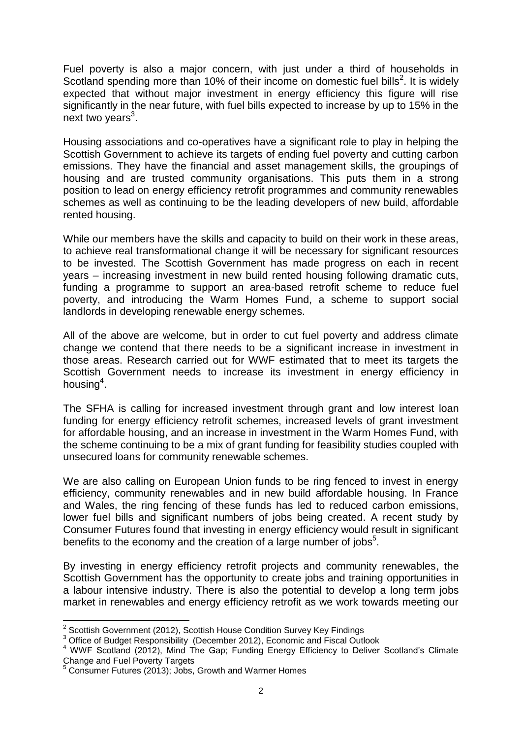Fuel poverty is also a major concern, with just under a third of households in Scotland spending more than 10% of their income on domestic fuel bills[2]. It is widely expected that without major investment in energy efficiency this figure will rise significantly in the near future, with fuel bills expected to increase by up to 15% in the next two years[3].

Housing associations and co-operatives have a significant role to play in helping the Scottish Government to achieve its targets of ending fuel poverty and cutting carbon emissions. They have the financial and asset management skills, the groupings of housing and are trusted community organisations. This puts them in a strong position to lead on energy efficiency retrofit programmes and community renewables schemes as well as continuing to be the leading developers of new build, affordable rented housing.

While our members have the skills and capacity to build on their work in these areas, to achieve real transformational change it will be necessary for significant resources to be invested. The Scottish Government has made progress on each in recent years – increasing investment in new build rented housing following dramatic cuts, funding a programme to support an area-based retrofit scheme to reduce fuel poverty, and introducing the Warm Homes Fund, a scheme to support social landlords in developing renewable energy schemes.

All of the above are welcome, but in order to cut fuel poverty and address climate change we contend that there needs to be a significant increase in investment in those areas. Research carried out for WWF estimated that to meet its targets the Scottish Government needs to increase its investment in energy efficiency in housing[4].

The SFHA is calling for increased investment through grant and low interest loan funding for energy efficiency retrofit schemes, increased levels of grant investment for affordable housing, and an increase in investment in the Warm Homes Fund, with the scheme continuing to be a mix of grant funding for feasibility studies coupled with unsecured loans for community renewable schemes.

We are also calling on European Union funds to be ring fenced to invest in energy efficiency, community renewables and in new build affordable housing. In France and Wales, the ring fencing of these funds has led to reduced carbon emissions, lower fuel bills and significant numbers of jobs being created. A recent study by Consumer Futures found that investing in energy efficiency would result in significant benefits to the economy and the creation of a large number of jobs[5].

By investing in energy efficiency retrofit projects and community renewables, the Scottish Government has the opportunity to create jobs and training opportunities in a labour intensive industry. There is also the potential to develop a long term jobs market in renewables and energy efficiency retrofit as we work towards meeting our

---

[2] Scottish Government (2012), Scottish House Condition Survey Key Findings

[3] Office of Budget Responsibility (December 2012), Economic and Fiscal Outlook

[4] WWF Scotland (2012), Mind The Gap; Funding Energy Efficiency to Deliver Scotland's Climate Change and Fuel Poverty Targets

[5] Consumer Futures (2013); Jobs, Growth and Warmer Homes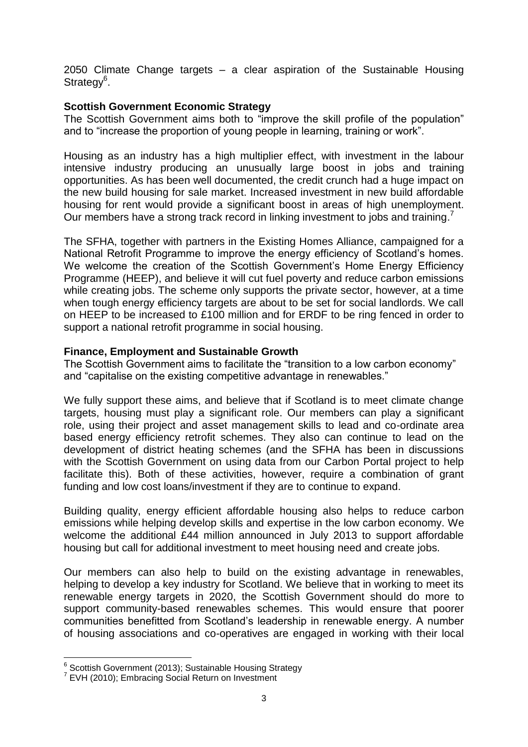2050 Climate Change targets – a clear aspiration of the Sustainable Housing Strategy[6].

**Scottish Government Economic Strategy**

The Scottish Government aims both to "improve the skill profile of the population" and to "increase the proportion of young people in learning, training or work".

Housing as an industry has a high multiplier effect, with investment in the labour intensive industry producing an unusually large boost in jobs and training opportunities. As has been well documented, the credit crunch had a huge impact on the new build housing for sale market. Increased investment in new build affordable housing for rent would provide a significant boost in areas of high unemployment. Our members have a strong track record in linking investment to jobs and training.[7]

The SFHA, together with partners in the Existing Homes Alliance, campaigned for a National Retrofit Programme to improve the energy efficiency of Scotland's homes. We welcome the creation of the Scottish Government's Home Energy Efficiency Programme (HEEP), and believe it will cut fuel poverty and reduce carbon emissions while creating jobs. The scheme only supports the private sector, however, at a time when tough energy efficiency targets are about to be set for social landlords. We call on HEEP to be increased to £100 million and for ERDF to be ring fenced in order to support a national retrofit programme in social housing.

**Finance, Employment and Sustainable Growth**

The Scottish Government aims to facilitate the "transition to a low carbon economy" and "capitalise on the existing competitive advantage in renewables."

We fully support these aims, and believe that if Scotland is to meet climate change targets, housing must play a significant role. Our members can play a significant role, using their project and asset management skills to lead and co-ordinate area based energy efficiency retrofit schemes. They also can continue to lead on the development of district heating schemes (and the SFHA has been in discussions with the Scottish Government on using data from our Carbon Portal project to help facilitate this). Both of these activities, however, require a combination of grant funding and low cost loans/investment if they are to continue to expand.

Building quality, energy efficient affordable housing also helps to reduce carbon emissions while helping develop skills and expertise in the low carbon economy. We welcome the additional £44 million announced in July 2013 to support affordable housing but call for additional investment to meet housing need and create jobs.

Our members can also help to build on the existing advantage in renewables, helping to develop a key industry for Scotland. We believe that in working to meet its renewable energy targets in 2020, the Scottish Government should do more to support community-based renewables schemes. This would ensure that poorer communities benefitted from Scotland's leadership in renewable energy. A number of housing associations and co-operatives are engaged in working with their local

---

[6] Scottish Government (2013); Sustainable Housing Strategy

[7] EVH (2010); Embracing Social Return on Investment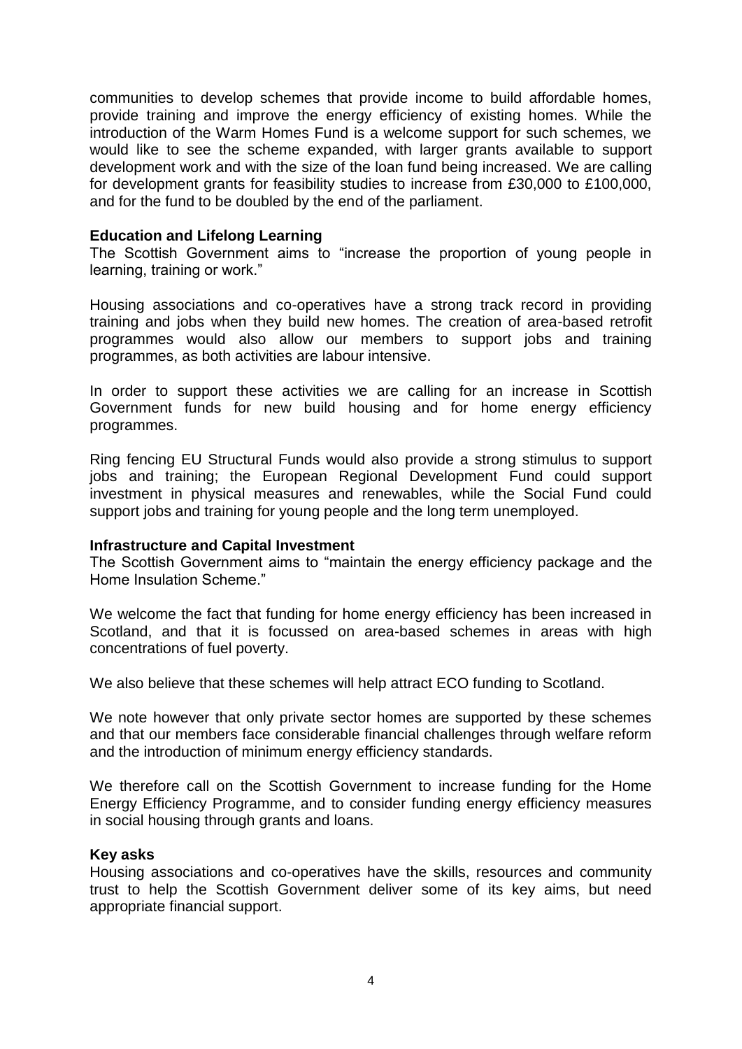communities to develop schemes that provide income to build affordable homes, provide training and improve the energy efficiency of existing homes. While the introduction of the Warm Homes Fund is a welcome support for such schemes, we would like to see the scheme expanded, with larger grants available to support development work and with the size of the loan fund being increased. We are calling for development grants for feasibility studies to increase from £30,000 to £100,000, and for the fund to be doubled by the end of the parliament.

**Education and Lifelong Learning**

The Scottish Government aims to "increase the proportion of young people in learning, training or work."

Housing associations and co-operatives have a strong track record in providing training and jobs when they build new homes. The creation of area-based retrofit programmes would also allow our members to support jobs and training programmes, as both activities are labour intensive.

In order to support these activities we are calling for an increase in Scottish Government funds for new build housing and for home energy efficiency programmes.

Ring fencing EU Structural Funds would also provide a strong stimulus to support jobs and training; the European Regional Development Fund could support investment in physical measures and renewables, while the Social Fund could support jobs and training for young people and the long term unemployed.

**Infrastructure and Capital Investment**

The Scottish Government aims to "maintain the energy efficiency package and the Home Insulation Scheme."

We welcome the fact that funding for home energy efficiency has been increased in Scotland, and that it is focussed on area-based schemes in areas with high concentrations of fuel poverty.

We also believe that these schemes will help attract ECO funding to Scotland.

We note however that only private sector homes are supported by these schemes and that our members face considerable financial challenges through welfare reform and the introduction of minimum energy efficiency standards.

We therefore call on the Scottish Government to increase funding for the Home Energy Efficiency Programme, and to consider funding energy efficiency measures in social housing through grants and loans.

**Key asks**

Housing associations and co-operatives have the skills, resources and community trust to help the Scottish Government deliver some of its key aims, but need appropriate financial support.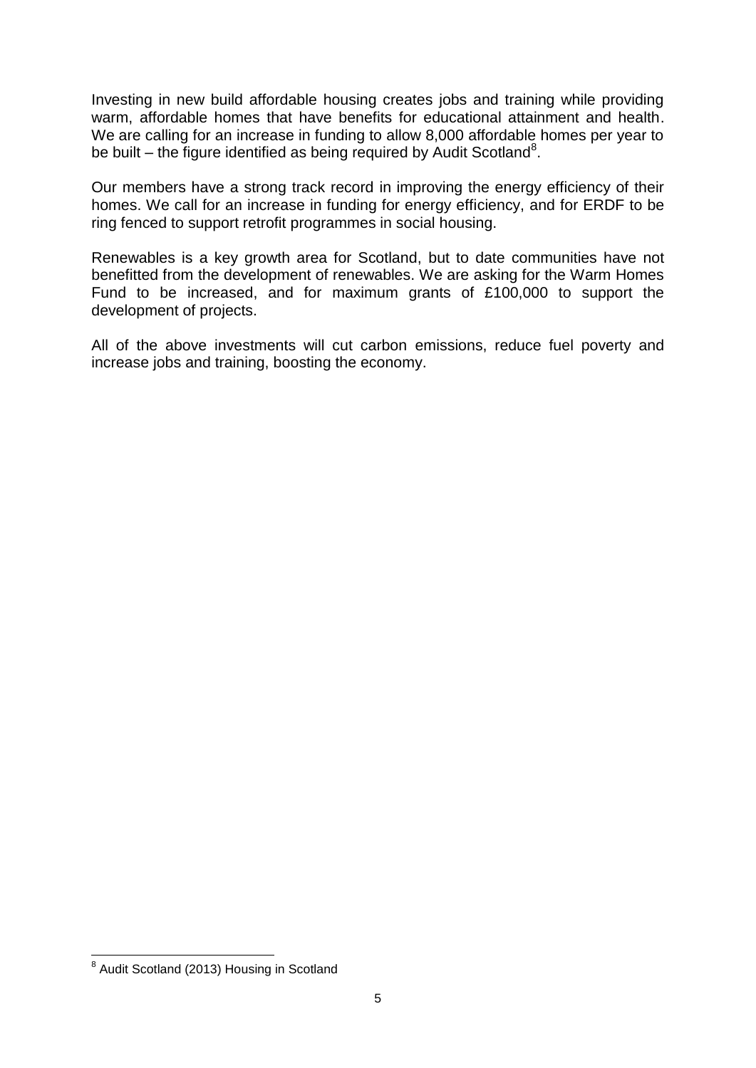Investing in new build affordable housing creates jobs and training while providing warm, affordable homes that have benefits for educational attainment and health. We are calling for an increase in funding to allow 8,000 affordable homes per year to be built – the figure identified as being required by Audit Scotland[8].

Our members have a strong track record in improving the energy efficiency of their homes. We call for an increase in funding for energy efficiency, and for ERDF to be ring fenced to support retrofit programmes in social housing.

Renewables is a key growth area for Scotland, but to date communities have not benefitted from the development of renewables. We are asking for the Warm Homes Fund to be increased, and for maximum grants of £100,000 to support the development of projects.

All of the above investments will cut carbon emissions, reduce fuel poverty and increase jobs and training, boosting the economy.

---

[8] Audit Scotland (2013) Housing in Scotland